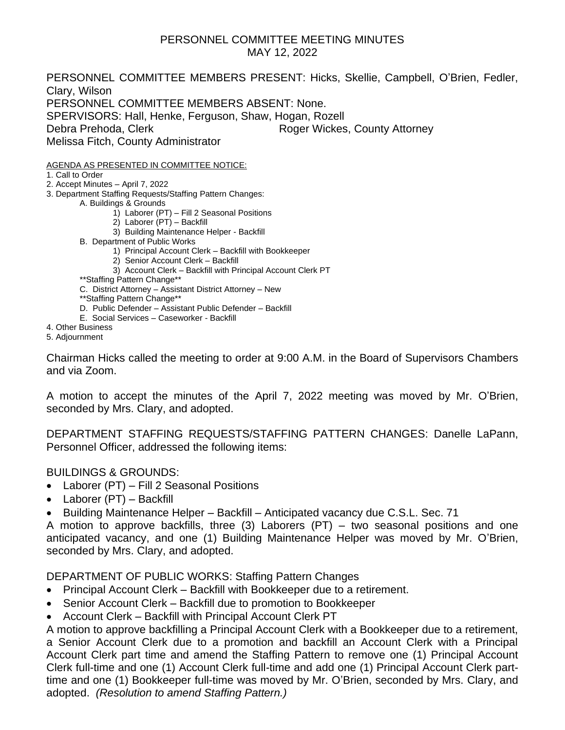# PERSONNEL COMMITTEE MEETING MINUTES
## MAY 12, 2022

PERSONNEL COMMITTEE MEMBERS PRESENT: Hicks, Skellie, Campbell, O'Brien, Fedler, Clary, Wilson
PERSONNEL COMMITTEE MEMBERS ABSENT: None.
SPERVISORS: Hall, Henke, Ferguson, Shaw, Hogan, Rozell
Debra Prehoda, Clerk Roger Wickes, County Attorney
Melissa Fitch, County Administrator

AGENDA AS PRESENTED IN COMMITTEE NOTICE:

1. Call to Order
2. Accept Minutes – April 7, 2022
3. Department Staffing Requests/Staffing Pattern Changes:
   - A. Buildings & Grounds
     1) Laborer (PT) – Fill 2 Seasonal Positions
     2) Laborer (PT) – Backfill
     3) Building Maintenance Helper - Backfill
   - B. Department of Public Works
     1) Principal Account Clerk – Backfill with Bookkeeper
     2) Senior Account Clerk – Backfill
     3) Account Clerk – Backfill with Principal Account Clerk PT

   \*\*Staffing Pattern Change\*\*
   - C. District Attorney – Assistant District Attorney – New

   \*\*Staffing Pattern Change\*\*
   - D. Public Defender – Assistant Public Defender – Backfill
   - E. Social Services – Caseworker - Backfill
4. Other Business
5. Adjournment

Chairman Hicks called the meeting to order at 9:00 A.M. in the Board of Supervisors Chambers and via Zoom.

A motion to accept the minutes of the April 7, 2022 meeting was moved by Mr. O'Brien, seconded by Mrs. Clary, and adopted.

DEPARTMENT STAFFING REQUESTS/STAFFING PATTERN CHANGES: Danelle LaPann, Personnel Officer, addressed the following items:

BUILDINGS & GROUNDS:

- Laborer (PT) – Fill 2 Seasonal Positions
- Laborer (PT) – Backfill
- Building Maintenance Helper – Backfill – Anticipated vacancy due C.S.L. Sec. 71

A motion to approve backfills, three (3) Laborers (PT) – two seasonal positions and one anticipated vacancy, and one (1) Building Maintenance Helper was moved by Mr. O'Brien, seconded by Mrs. Clary, and adopted.

DEPARTMENT OF PUBLIC WORKS: Staffing Pattern Changes

- Principal Account Clerk – Backfill with Bookkeeper due to a retirement.
- Senior Account Clerk – Backfill due to promotion to Bookkeeper
- Account Clerk – Backfill with Principal Account Clerk PT

A motion to approve backfilling a Principal Account Clerk with a Bookkeeper due to a retirement, a Senior Account Clerk due to a promotion and backfill an Account Clerk with a Principal Account Clerk part time and amend the Staffing Pattern to remove one (1) Principal Account Clerk full-time and one (1) Account Clerk full-time and add one (1) Principal Account Clerk part-time and one (1) Bookkeeper full-time was moved by Mr. O'Brien, seconded by Mrs. Clary, and adopted. *(Resolution to amend Staffing Pattern.)*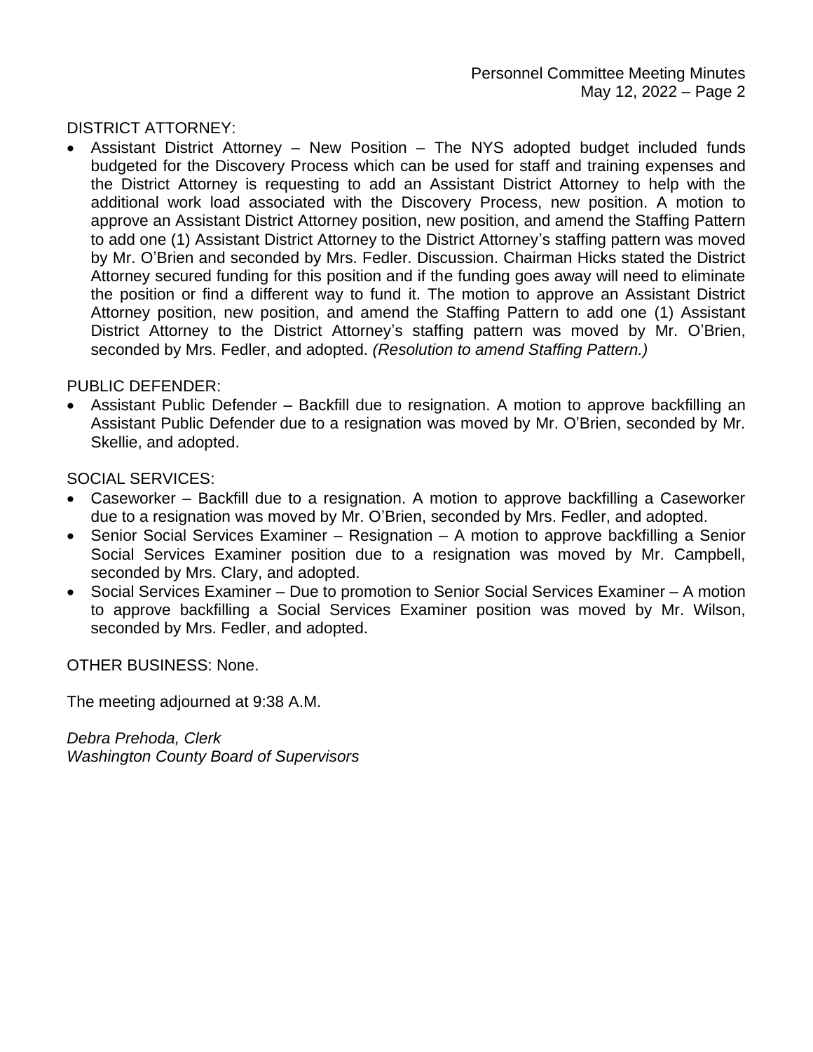DISTRICT ATTORNEY:

- Assistant District Attorney – New Position – The NYS adopted budget included funds budgeted for the Discovery Process which can be used for staff and training expenses and the District Attorney is requesting to add an Assistant District Attorney to help with the additional work load associated with the Discovery Process, new position. A motion to approve an Assistant District Attorney position, new position, and amend the Staffing Pattern to add one (1) Assistant District Attorney to the District Attorney's staffing pattern was moved by Mr. O'Brien and seconded by Mrs. Fedler. Discussion. Chairman Hicks stated the District Attorney secured funding for this position and if the funding goes away will need to eliminate the position or find a different way to fund it. The motion to approve an Assistant District Attorney position, new position, and amend the Staffing Pattern to add one (1) Assistant District Attorney to the District Attorney's staffing pattern was moved by Mr. O'Brien, seconded by Mrs. Fedler, and adopted. *(Resolution to amend Staffing Pattern.)*

PUBLIC DEFENDER:

- Assistant Public Defender – Backfill due to resignation. A motion to approve backfilling an Assistant Public Defender due to a resignation was moved by Mr. O'Brien, seconded by Mr. Skellie, and adopted.

SOCIAL SERVICES:

- Caseworker – Backfill due to a resignation. A motion to approve backfilling a Caseworker due to a resignation was moved by Mr. O'Brien, seconded by Mrs. Fedler, and adopted.
- Senior Social Services Examiner – Resignation – A motion to approve backfilling a Senior Social Services Examiner position due to a resignation was moved by Mr. Campbell, seconded by Mrs. Clary, and adopted.
- Social Services Examiner – Due to promotion to Senior Social Services Examiner – A motion to approve backfilling a Social Services Examiner position was moved by Mr. Wilson, seconded by Mrs. Fedler, and adopted.

OTHER BUSINESS: None.

The meeting adjourned at 9:38 A.M.

*Debra Prehoda, Clerk*
*Washington County Board of Supervisors*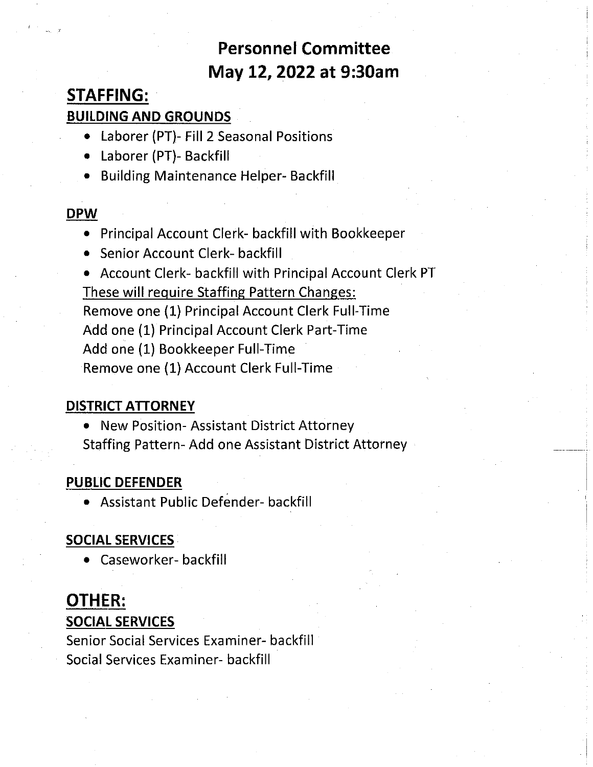# Personnel Committee
# May 12, 2022 at 9:30am

## STAFFING:

### BUILDING AND GROUNDS

- Laborer (PT)- Fill 2 Seasonal Positions
- Laborer (PT)- Backfill
- Building Maintenance Helper- Backfill

### DPW

- Principal Account Clerk- backfill with Bookkeeper
- Senior Account Clerk- backfill
- Account Clerk- backfill with Principal Account Clerk PT

<u>These will require Staffing Pattern Changes:</u>
Remove one (1) Principal Account Clerk Full-Time
Add one (1) Principal Account Clerk Part-Time
Add one (1) Bookkeeper Full-Time
Remove one (1) Account Clerk Full-Time

### DISTRICT ATTORNEY

- New Position- Assistant District Attorney

Staffing Pattern- Add one Assistant District Attorney

### PUBLIC DEFENDER

- Assistant Public Defender- backfill

### SOCIAL SERVICES

- Caseworker- backfill

## OTHER:

### SOCIAL SERVICES

Senior Social Services Examiner- backfill
Social Services Examiner- backfill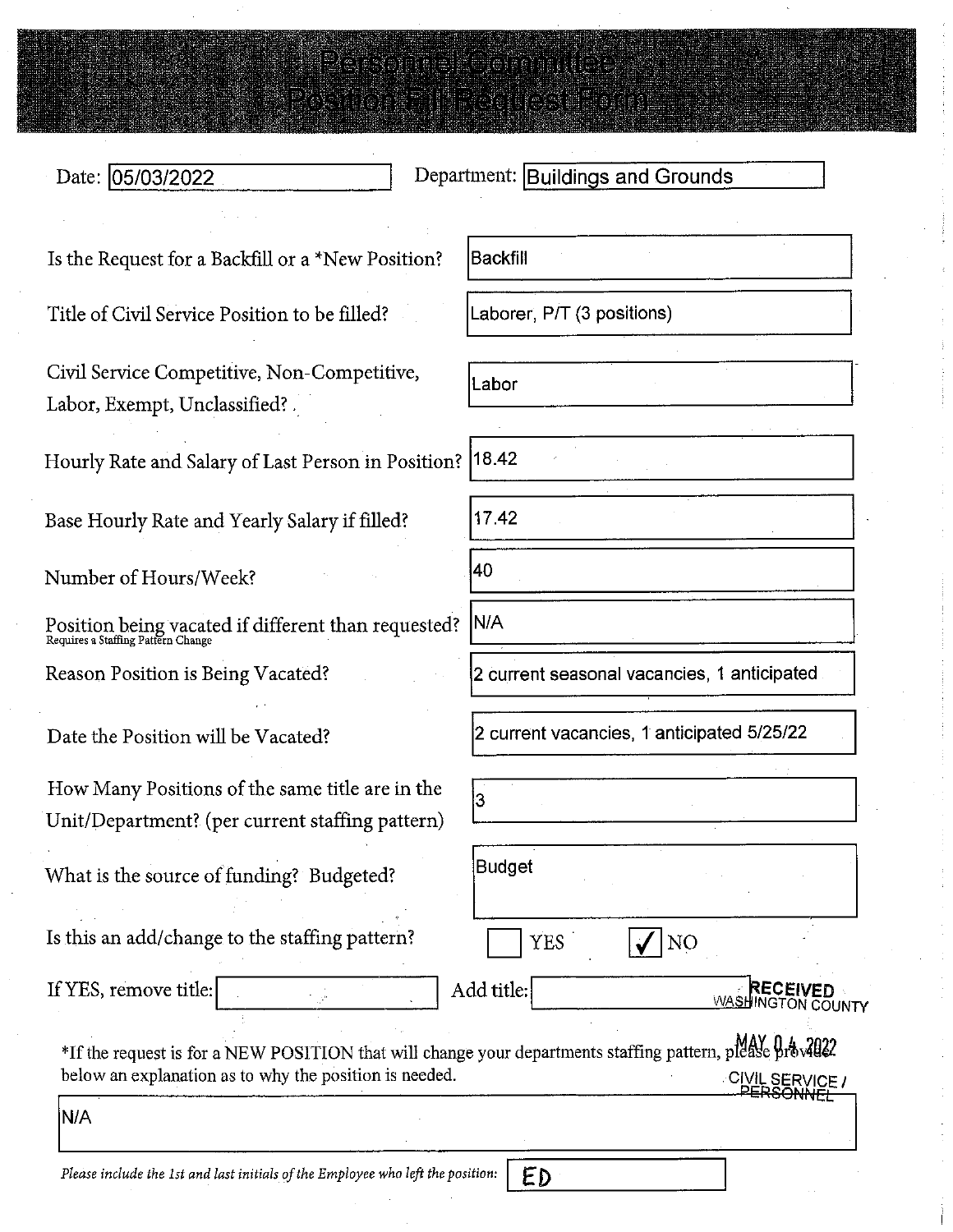# Personnel Committee
## Position Fill Request Form

Date: 05/03/2022

Department: Buildings and Grounds

| | |
|---|---|
| Is the Request for a Backfill or a *New Position? | Backfill |
| Title of Civil Service Position to be filled? | Laborer, P/T (3 positions) |
| Civil Service Competitive, Non-Competitive, Labor, Exempt, Unclassified? | Labor |
| Hourly Rate and Salary of Last Person in Position? | 18.42 |
| Base Hourly Rate and Yearly Salary if filled? | 17.42 |
| Number of Hours/Week? | 40 |
| Position being vacated if different than requested? (Requires a Staffing Pattern Change) | N/A |
| Reason Position is Being Vacated? | 2 current seasonal vacancies, 1 anticipated |
| Date the Position will be Vacated? | 2 current vacancies, 1 anticipated 5/25/22 |
| How Many Positions of the same title are in the Unit/Department? (per current staffing pattern) | 3 |
| What is the source of funding? Budgeted? | Budget |
| Is this an add/change to the staffing pattern? | ☐ YES ☑ NO |

If YES, remove title: ______ Add title: ______

RECEIVED
WASHINGTON COUNTY
MAY 04 2022
CIVIL SERVICE / PERSONNEL

*If the request is for a NEW POSITION that will change your departments staffing pattern, please provide below an explanation as to why the position is needed.

N/A

*Please include the 1st and last initials of the Employee who left the position:* ED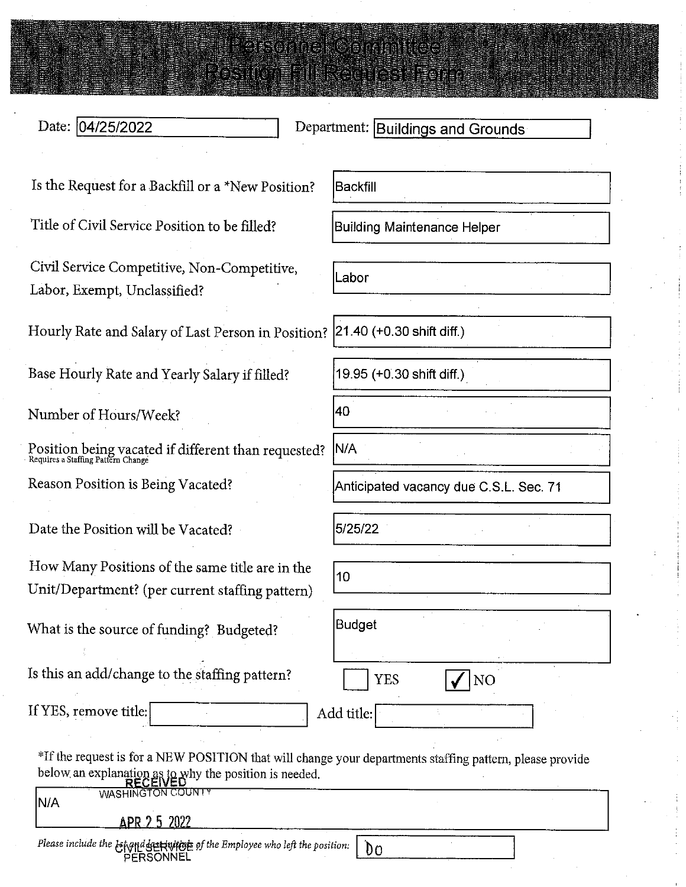# Personnel Committee
## Position Fill Request Form

Date: 04/25/2022

Department: Buildings and Grounds

| | |
|---|---|
| Is the Request for a Backfill or a *New Position? | Backfill |
| Title of Civil Service Position to be filled? | Building Maintenance Helper |
| Civil Service Competitive, Non-Competitive, Labor, Exempt, Unclassified? | Labor |
| Hourly Rate and Salary of Last Person in Position? | 21.40 (+0.30 shift diff.) |
| Base Hourly Rate and Yearly Salary if filled? | 19.95 (+0.30 shift diff.) |
| Number of Hours/Week? | 40 |
| Position being vacated if different than requested? (Requires a Staffing Pattern Change) | N/A |
| Reason Position is Being Vacated? | Anticipated vacancy due C.S.L. Sec. 71 |
| Date the Position will be Vacated? | 5/25/22 |
| How Many Positions of the same title are in the Unit/Department? (per current staffing pattern) | 10 |
| What is the source of funding? Budgeted? | Budget |

Is this an add/change to the staffing pattern? ☐ YES ☑ NO

If YES, remove title: ______ Add title: ______

*If the request is for a NEW POSITION that will change your departments staffing pattern, please provide below an explanation as to why the position is needed.

N/A

RECEIVED
WASHINGTON COUNTY
APR 2 5 2022
CIVIL SERVICE
PERSONNEL

*Please include the 1st and last initials of the Employee who left the position:* DO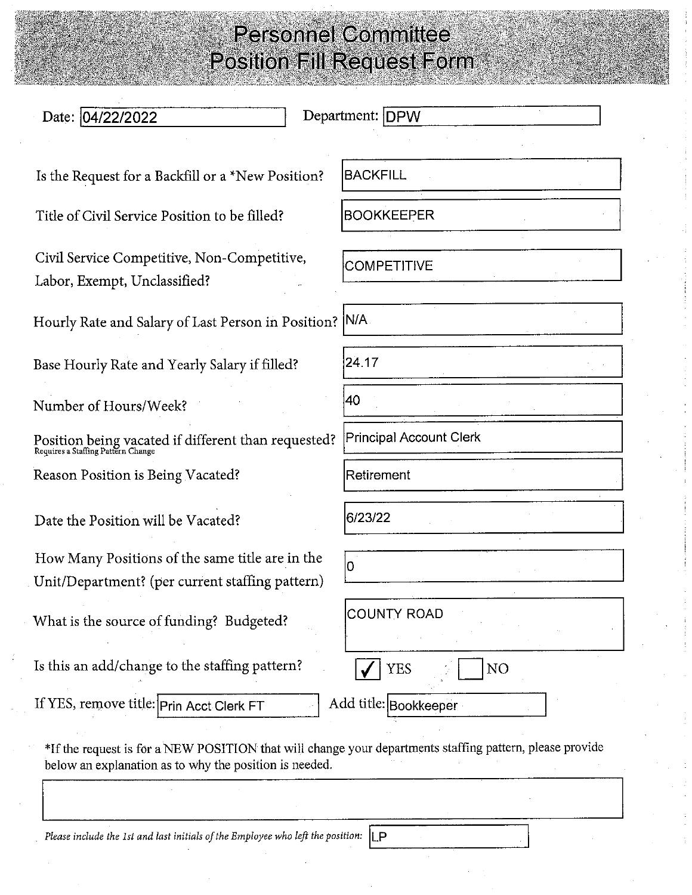# Personnel Committee
# Position Fill Request Form

**Date:** 04/22/2022 **Department:** DPW

| | |
|---|---|
| Is the Request for a Backfill or a *New Position? | BACKFILL |
| Title of Civil Service Position to be filled? | BOOKKEEPER |
| Civil Service Competitive, Non-Competitive, Labor, Exempt, Unclassified? | COMPETITIVE |
| Hourly Rate and Salary of Last Person in Position? | N/A |
| Base Hourly Rate and Yearly Salary if filled? | 24.17 |
| Number of Hours/Week? | 40 |
| Position being vacated if different than requested? (Requires a Staffing Pattern Change) | Principal Account Clerk |
| Reason Position is Being Vacated? | Retirement |
| Date the Position will be Vacated? | 6/23/22 |
| How Many Positions of the same title are in the Unit/Department? (per current staffing pattern) | 0 |
| What is the source of funding? Budgeted? | COUNTY ROAD |
| Is this an add/change to the staffing pattern? | ☑ YES ☐ NO |

If YES, remove title: Prin Acct Clerk FT Add title: Bookkeeper

*If the request is for a NEW POSITION that will change your departments staffing pattern, please provide below an explanation as to why the position is needed.

*Please include the 1st and last initials of the Employee who left the position:* LP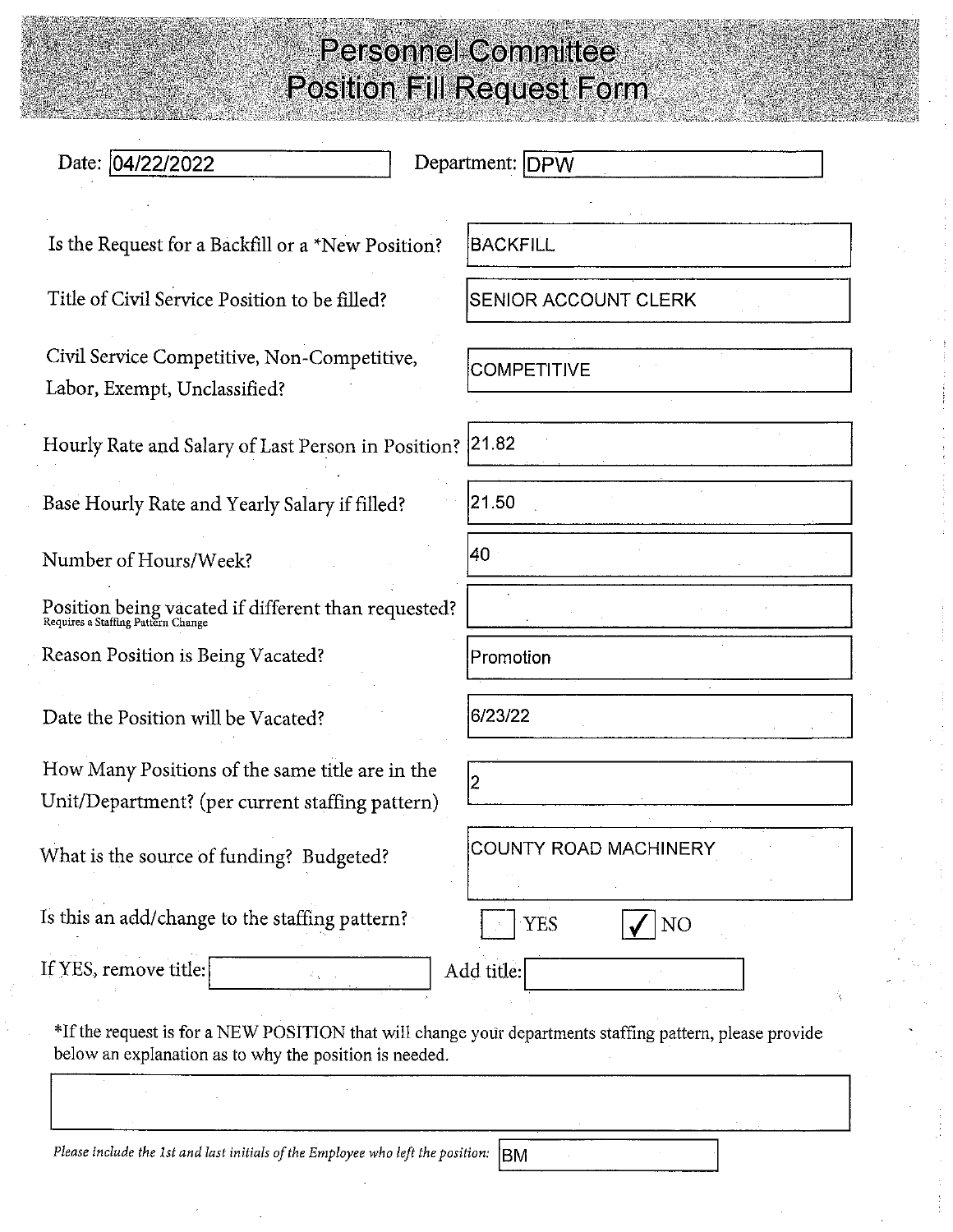# Personnel Committee
# Position Fill Request Form

**Date:** 04/22/2022 **Department:** DPW

| Question | Response |
| --- | --- |
| Is the Request for a Backfill or a *New Position? | BACKFILL |
| Title of Civil Service Position to be filled? | SENIOR ACCOUNT CLERK |
| Civil Service Competitive, Non-Competitive, Labor, Exempt, Unclassified? | COMPETITIVE |
| Hourly Rate and Salary of Last Person in Position? | 21.82 |
| Base Hourly Rate and Yearly Salary if filled? | 21.50 |
| Number of Hours/Week? | 40 |
| Position being vacated if different than requested? (Requires a Staffing Pattern Change) | |
| Reason Position is Being Vacated? | Promotion |
| Date the Position will be Vacated? | 6/23/22 |
| How Many Positions of the same title are in the Unit/Department? (per current staffing pattern) | 2 |
| What is the source of funding? Budgeted? | COUNTY ROAD MACHINERY |

Is this an add/change to the staffing pattern? ☐ YES ☑ NO

If YES, remove title: ______ Add title: ______

*If the request is for a NEW POSITION that will change your departments staffing pattern, please provide below an explanation as to why the position is needed.

*Please include the 1st and last initials of the Employee who left the position:* BM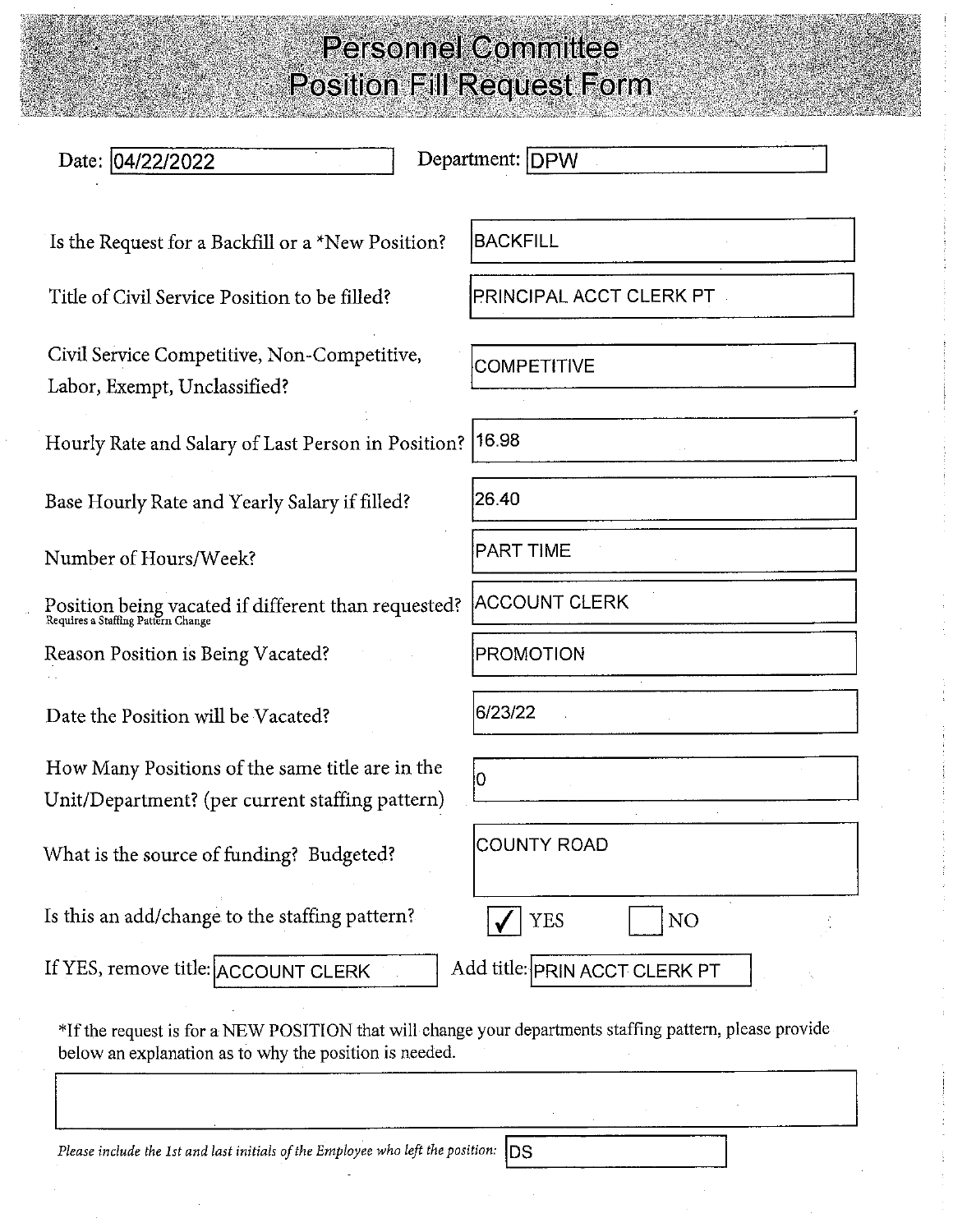# Personnel Committee
# Position Fill Request Form

**Date:** 04/22/2022  **Department:** DPW

| Field | Response |
|---|---|
| Is the Request for a Backfill or a *New Position? | BACKFILL |
| Title of Civil Service Position to be filled? | PRINCIPAL ACCT CLERK PT |
| Civil Service Competitive, Non-Competitive, Labor, Exempt, Unclassified? | COMPETITIVE |
| Hourly Rate and Salary of Last Person in Position? | 16.98 |
| Base Hourly Rate and Yearly Salary if filled? | 26.40 |
| Number of Hours/Week? | PART TIME |
| Position being vacated if different than requested? (Requires a Staffing Pattern Change) | ACCOUNT CLERK |
| Reason Position is Being Vacated? | PROMOTION |
| Date the Position will be Vacated? | 6/23/22 |
| How Many Positions of the same title are in the Unit/Department? (per current staffing pattern) | 0 |
| What is the source of funding? Budgeted? | COUNTY ROAD |

Is this an add/change to the staffing pattern? ☑ YES ☐ NO

If YES, remove title: ACCOUNT CLERK  Add title: PRIN ACCT CLERK PT

*If the request is for a NEW POSITION that will change your departments staffing pattern, please provide below an explanation as to why the position is needed.

*Please include the 1st and last initials of the Employee who left the position:* DS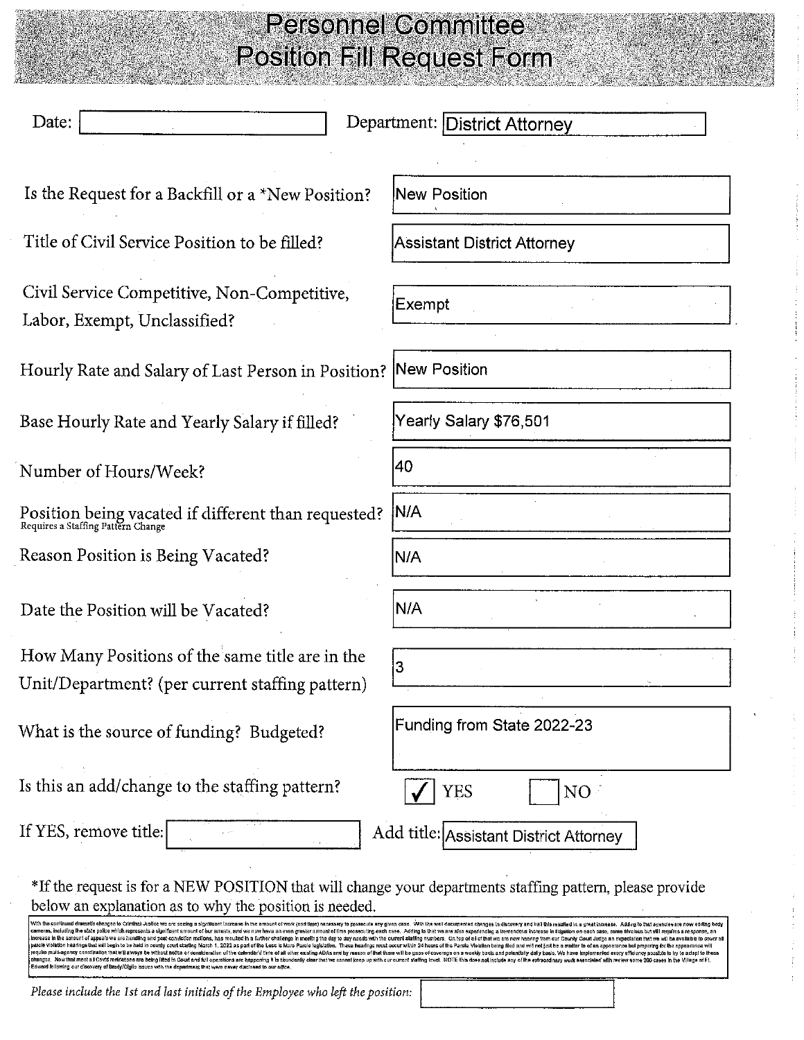# Personnel Committee
# Position Fill Request Form

| Field | Response |
|---|---|
| Date: | |
| Department: | District Attorney |
| Is the Request for a Backfill or a *New Position? | New Position |
| Title of Civil Service Position to be filled? | Assistant District Attorney |
| Civil Service Competitive, Non-Competitive, Labor, Exempt, Unclassified? | Exempt |
| Hourly Rate and Salary of Last Person in Position? | New Position |
| Base Hourly Rate and Yearly Salary if filled? | Yearly Salary $76,501 |
| Number of Hours/Week? | 40 |
| Position being vacated if different than requested? (Requires a Staffing Pattern Change) | N/A |
| Reason Position is Being Vacated? | N/A |
| Date the Position will be Vacated? | N/A |
| How Many Positions of the same title are in the Unit/Department? (per current staffing pattern) | 3 |
| What is the source of funding? Budgeted? | Funding from State 2022-23 |
| Is this an add/change to the staffing pattern? | ☑ YES ☐ NO |
| If YES, remove title: | |
| Add title: | Assistant District Attorney |

*If the request is for a NEW POSITION that will change your departments staffing pattern, please provide below an explanation as to why the position is needed.

With the continued dramatic changes to Criminal Justice we are seeing a significant increase in the amount of work (and time) necessary to prosecute any given case. With the well documented changes in discovery and bail this resulted in a great increase. Adding to that agencies are now adding body cameras, including the state police which represents a significant amount of our arrests, and we now have an even greater amount of time prosecuting each case. Adding to that we are also experiencing a tremendous increase in litigation on each case, some frivolous but still requires a response, an increase in the amount of appeals we are handling and post-conviction motions, has resulted in a further challenge in meeting the day to day needs with the current staffing numbers. On top of all of that we are now hearing from our County Court Judge an expectation that we will be available to cover all parole violation hearings that will begin to be held in county court starting March 1, 2022 as part of the Less is More Parole legislation. These hearings must occur within 24 hours of the Parole Violation being filed and will not just be a matter to of an appearance but preparing for the appearance will require multi-agency coordination that will always be without notice or consideration of the calendar/time of all other existing ADAs and by reason of that there will be gaps of coverage on a weekly basis and potentially daily basis. We have implemented every efficiency possible to try to adapt to these changes. Now that most all Covid restrictions are being lifted in Court and full operations are happening it is abundantly clear that we cannot keep up with our current staffing level. NOTE this does not include any of the extraordinary work associated with review some 200 cases in the Village of Ft. Edward following our discovery of Brady/Giglio issues with the department that were never disclosed to our office.

*Please include the 1st and last initials of the Employee who left the position:*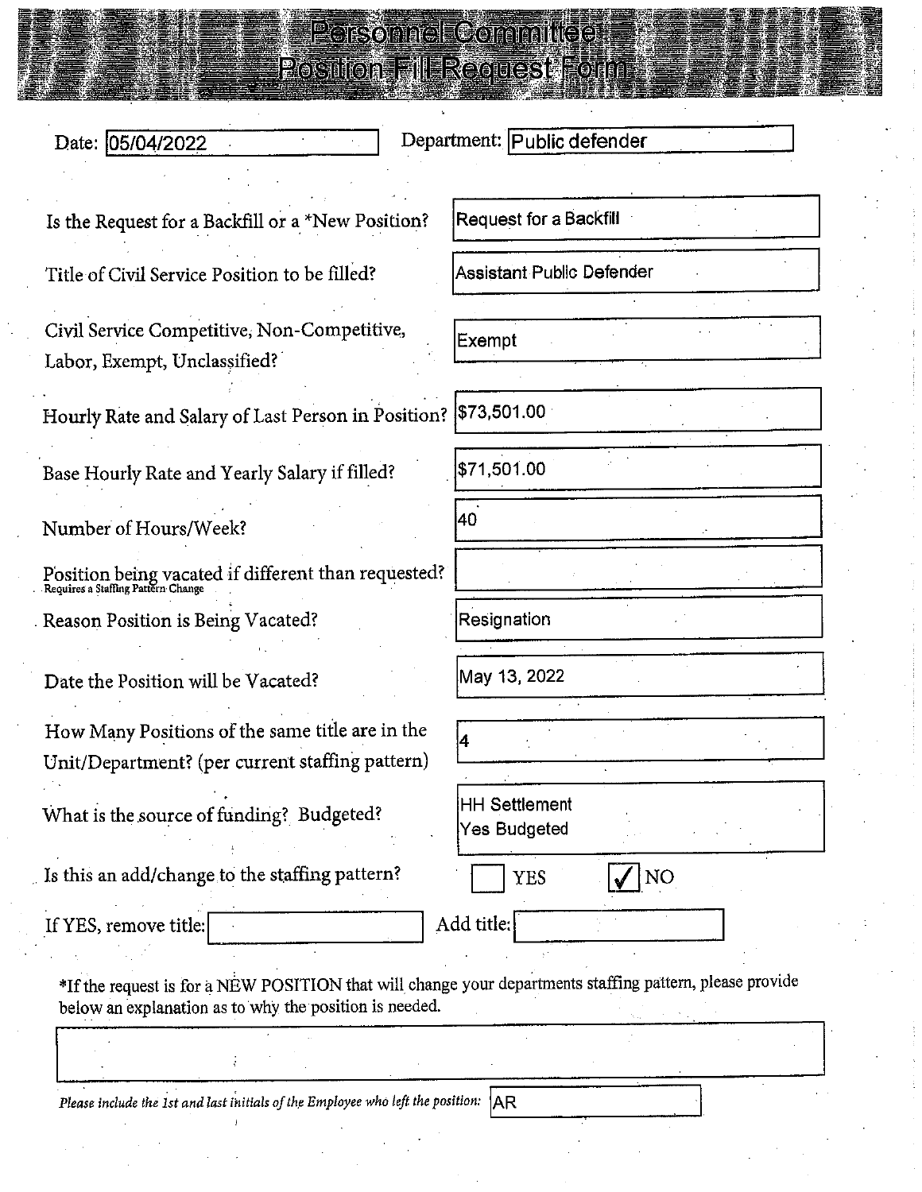# Personnel Committee
## Position Fill Request Form

Date: 05/04/2022  Department: Public defender

| Question | Response |
|---|---|
| Is the Request for a Backfill or a *New Position? | Request for a Backfill |
| Title of Civil Service Position to be filled? | Assistant Public Defender |
| Civil Service Competitive, Non-Competitive, Labor, Exempt, Unclassified? | Exempt |
| Hourly Rate and Salary of Last Person in Position? | $73,501.00 |
| Base Hourly Rate and Yearly Salary if filled? | $71,501.00 |
| Number of Hours/Week? | 40 |
| Position being vacated if different than requested? (Requires a Staffing Pattern Change) | |
| Reason Position is Being Vacated? | Resignation |
| Date the Position will be Vacated? | May 13, 2022 |
| How Many Positions of the same title are in the Unit/Department? (per current staffing pattern) | 4 |
| What is the source of funding? Budgeted? | HH Settlement<br>Yes Budgeted |

Is this an add/change to the staffing pattern? ☐ YES ☑ NO

If YES, remove title: ______ Add title: ______

*If the request is for a NEW POSITION that will change your departments staffing pattern, please provide below an explanation as to why the position is needed.

______

*Please include the 1st and last initials of the Employee who left the position:* AR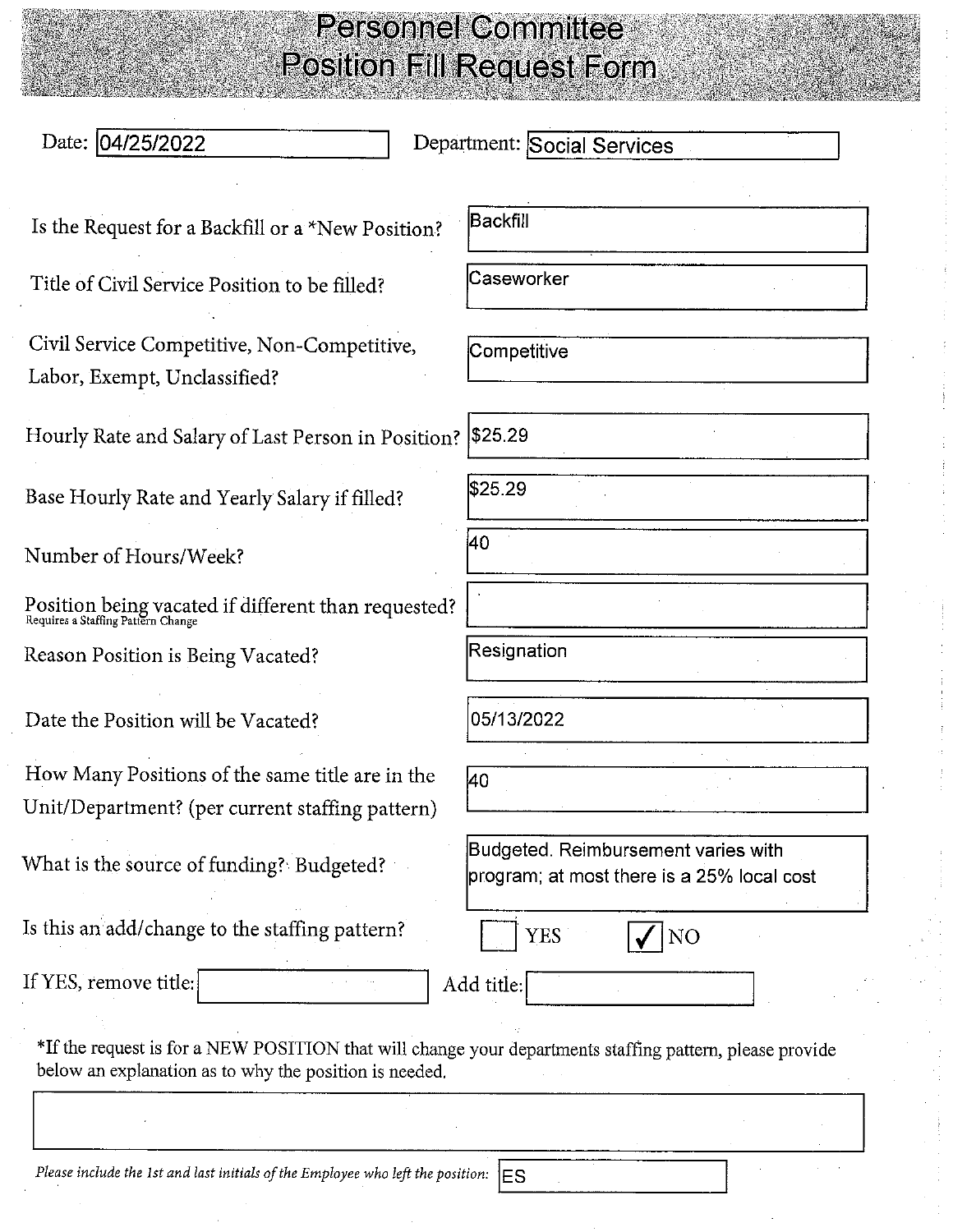# Personnel Committee
# Position Fill Request Form

**Date:** 04/25/2022 **Department:** Social Services

| Question | Response |
|---|---|
| Is the Request for a Backfill or a *New Position? | Backfill |
| Title of Civil Service Position to be filled? | Caseworker |
| Civil Service Competitive, Non-Competitive, Labor, Exempt, Unclassified? | Competitive |
| Hourly Rate and Salary of Last Person in Position? | $25.29 |
| Base Hourly Rate and Yearly Salary if filled? | $25.29 |
| Number of Hours/Week? | 40 |
| Position being vacated if different than requested? (Requires a Staffing Pattern Change) | |
| Reason Position is Being Vacated? | Resignation |
| Date the Position will be Vacated? | 05/13/2022 |
| How Many Positions of the same title are in the Unit/Department? (per current staffing pattern) | 40 |
| What is the source of funding? Budgeted? | Budgeted. Reimbursement varies with program; at most there is a 25% local cost |

Is this an add/change to the staffing pattern? ☐ YES ☑ NO

If YES, remove title: ______ Add title: ______

*If the request is for a NEW POSITION that will change your departments staffing pattern, please provide below an explanation as to why the position is needed.

*Please include the 1st and last initials of the Employee who left the position:* ES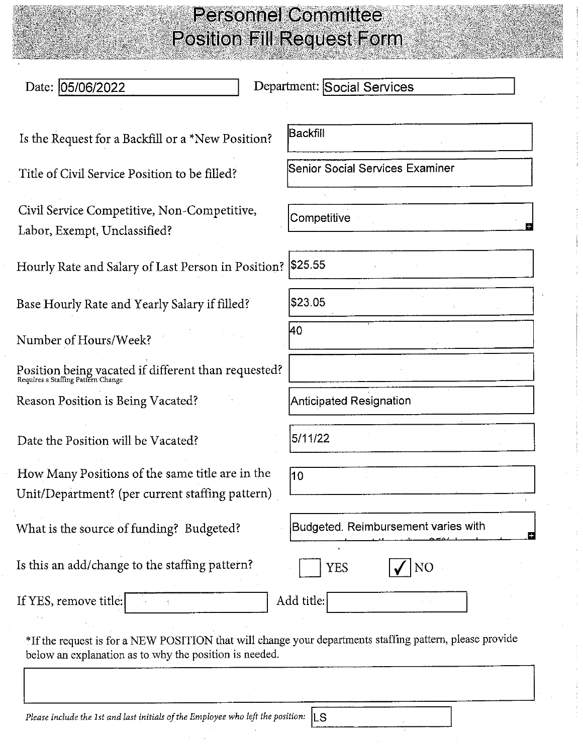# Personnel Committee
# Position Fill Request Form

Date: 05/06/2022

Department: Social Services

| | |
|---|---|
| Is the Request for a Backfill or a *New Position? | Backfill |
| Title of Civil Service Position to be filled? | Senior Social Services Examiner |
| Civil Service Competitive, Non-Competitive, Labor, Exempt, Unclassified? | Competitive |
| Hourly Rate and Salary of Last Person in Position? | $25.55 |
| Base Hourly Rate and Yearly Salary if filled? | $23.05 |
| Number of Hours/Week? | 40 |
| Position being vacated if different than requested? Requires a Staffing Pattern Change | |
| Reason Position is Being Vacated? | Anticipated Resignation |
| Date the Position will be Vacated? | 5/11/22 |
| How Many Positions of the same title are in the Unit/Department? (per current staffing pattern) | 10 |
| What is the source of funding? Budgeted? | Budgeted. Reimbursement varies with |

Is this an add/change to the staffing pattern? ☐ YES ☑ NO

If YES, remove title: ____________ Add title: ____________

*If the request is for a NEW POSITION that will change your departments staffing pattern, please provide below an explanation as to why the position is needed.

*Please include the 1st and last initials of the Employee who left the position:* LS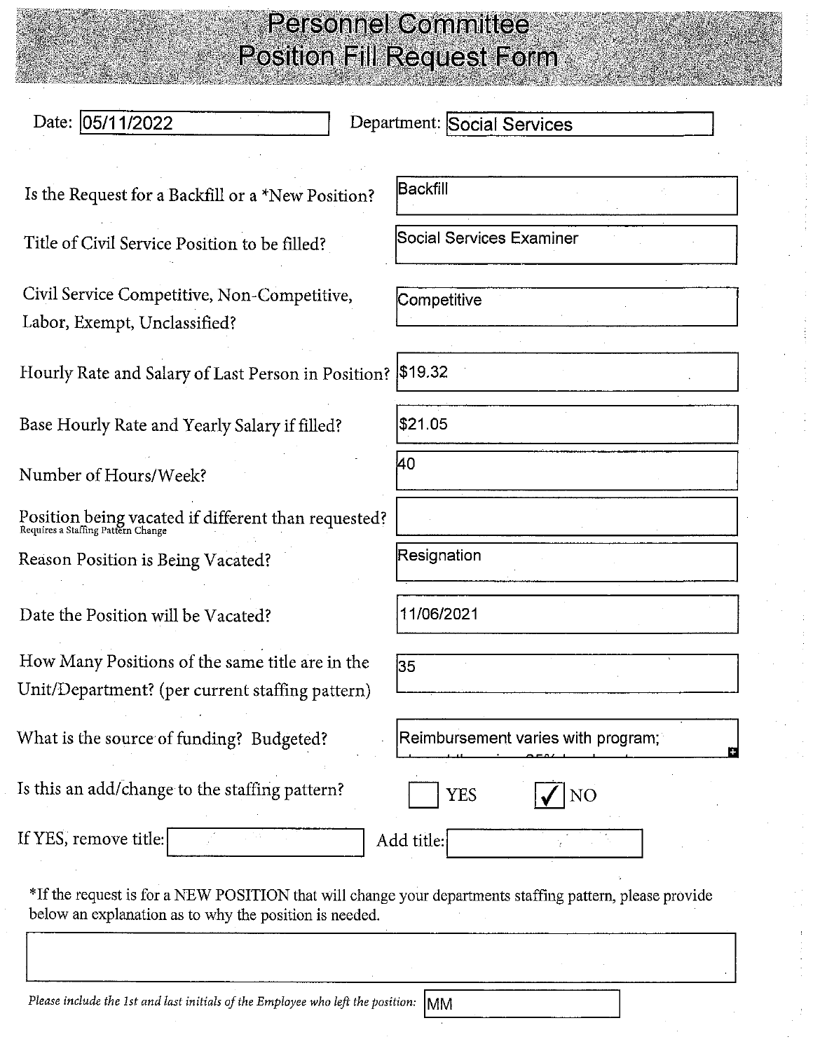# Personnel Committee
# Position Fill Request Form

Date: 05/11/2022 Department: Social Services

| | |
|---|---|
| Is the Request for a Backfill or a *New Position? | Backfill |
| Title of Civil Service Position to be filled? | Social Services Examiner |
| Civil Service Competitive, Non-Competitive, Labor, Exempt, Unclassified? | Competitive |
| Hourly Rate and Salary of Last Person in Position? | $19.32 |
| Base Hourly Rate and Yearly Salary if filled? | $21.05 |
| Number of Hours/Week? | 40 |
| Position being vacated if different than requested? Requires a Staffing Pattern Change | |
| Reason Position is Being Vacated? | Resignation |
| Date the Position will be Vacated? | 11/06/2021 |
| How Many Positions of the same title are in the Unit/Department? (per current staffing pattern) | 35 |
| What is the source of funding? Budgeted? | Reimbursement varies with program; |

Is this an add/change to the staffing pattern? ☐ YES ☑ NO

If YES, remove title: ______ Add title: ______

*If the request is for a NEW POSITION that will change your departments staffing pattern, please provide below an explanation as to why the position is needed.

*Please include the 1st and last initials of the Employee who left the position:* MM